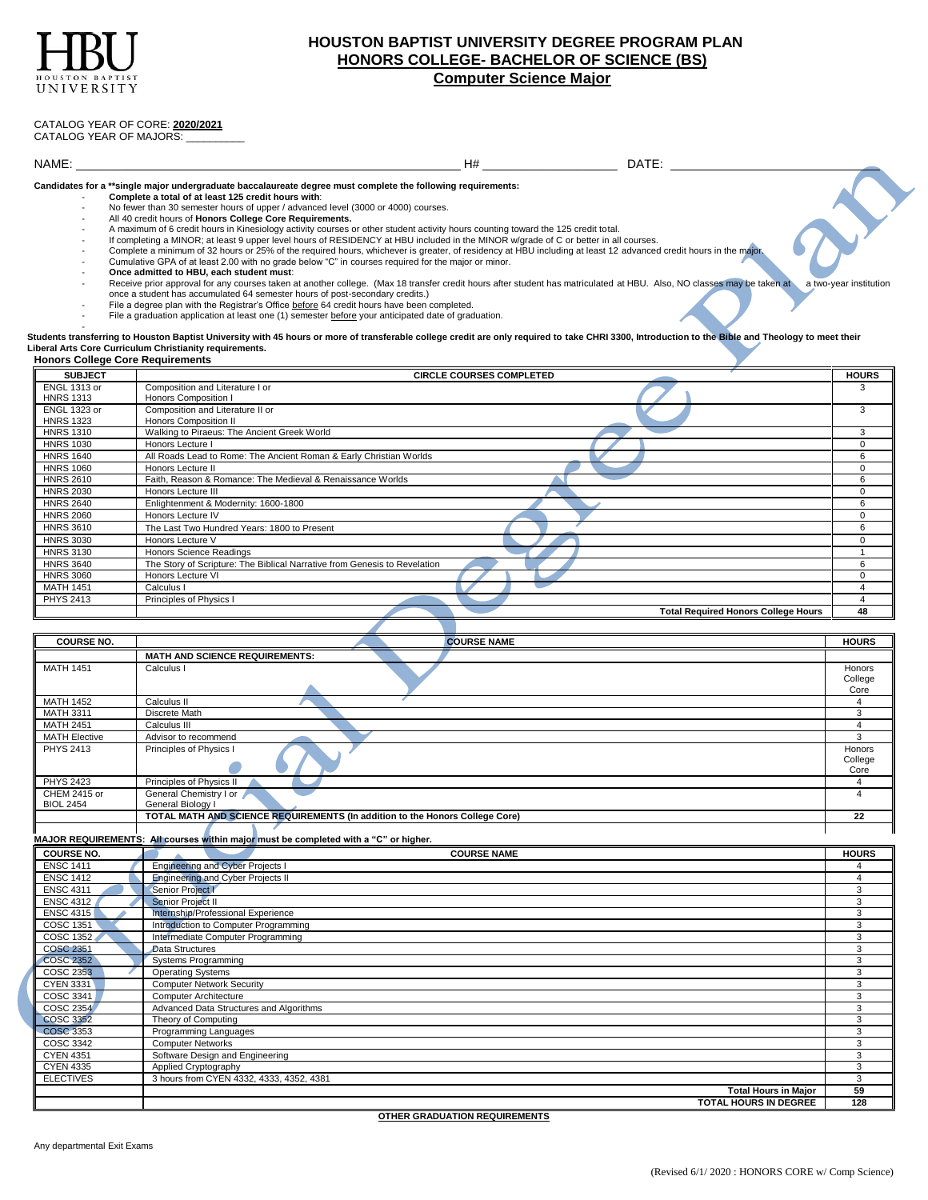# HOUSTON BAPTIST UNIVERSITY DEGREE PROGRAM PLAN

## HONORS COLLEGE- BACHELOR OF SCIENCE (BS)

## Computer Science Major

CATALOG YEAR OF CORE: **2020/2021**
CATALOG YEAR OF MAJORS: __________

NAME: ______________________________ H# ______________ DATE: ______________

**Candidates for a **single major undergraduate baccalaureate degree must complete the following requirements:**

- **Complete a total of at least 125 credit hours with**:
- No fewer than 30 semester hours of upper / advanced level (3000 or 4000) courses.
- All 40 credit hours of **Honors College Core Requirements.**
- A maximum of 6 credit hours in Kinesiology activity courses or other student activity hours counting toward the 125 credit total.
- If completing a MINOR; at least 9 upper level hours of RESIDENCY at HBU included in the MINOR w/grade of C or better in all courses.
- Complete a minimum of 32 hours or 25% of the required hours, whichever is greater, of residency at HBU including at least 12 advanced credit hours in the major.
- Cumulative GPA of at least 2.00 with no grade below "C" in courses required for the major or minor.
- **Once admitted to HBU, each student must**:
- Receive prior approval for any courses taken at another college. (Max 18 transfer credit hours after student has matriculated at HBU. Also, NO classes may be taken at a two-year institution once a student has accumulated 64 semester hours of post-secondary credits.)
- File a degree plan with the Registrar's Office before 64 credit hours have been completed.
- File a graduation application at least one (1) semester before your anticipated date of graduation.

**Students transferring to Houston Baptist University with 45 hours or more of transferable college credit are only required to take CHRI 3300, Introduction to the Bible and Theology to meet their Liberal Arts Core Curriculum Christianity requirements.**

**Honors College Core Requirements**

| SUBJECT | CIRCLE COURSES COMPLETED | HOURS |
|---|---|---|
| ENGL 1313 or HNRS 1313 | Composition and Literature I or Honors Composition I | 3 |
| ENGL 1323 or HNRS 1323 | Composition and Literature II or Honors Composition II | 3 |
| HNRS 1310 | Walking to Piraeus: The Ancient Greek World | 3 |
| HNRS 1030 | Honors Lecture I | 0 |
| HNRS 1640 | All Roads Lead to Rome: The Ancient Roman & Early Christian Worlds | 6 |
| HNRS 1060 | Honors Lecture II | 0 |
| HNRS 2610 | Faith, Reason & Romance: The Medieval & Renaissance Worlds | 6 |
| HNRS 2030 | Honors Lecture III | 0 |
| HNRS 2640 | Enlightenment & Modernity: 1600-1800 | 6 |
| HNRS 2060 | Honors Lecture IV | 0 |
| HNRS 3610 | The Last Two Hundred Years: 1800 to Present | 6 |
| HNRS 3030 | Honors Lecture V | 0 |
| HNRS 3130 | Honors Science Readings | 1 |
| HNRS 3640 | The Story of Scripture: The Biblical Narrative from Genesis to Revelation | 6 |
| HNRS 3060 | Honors Lecture VI | 0 |
| MATH 1451 | Calculus I | 4 |
| PHYS 2413 | Principles of Physics I | 4 |
| | **Total Required Honors College Hours** | **48** |

| COURSE NO. | COURSE NAME | HOURS |
|---|---|---|
| | **MATH AND SCIENCE REQUIREMENTS:** | |
| MATH 1451 | Calculus I | Honors College Core |
| MATH 1452 | Calculus II | 4 |
| MATH 3311 | Discrete Math | 3 |
| MATH 2451 | Calculus III | 4 |
| MATH Elective | Advisor to recommend | 3 |
| PHYS 2413 | Principles of Physics I | Honors College Core |
| PHYS 2423 | Principles of Physics II | 4 |
| CHEM 2415 or BIOL 2454 | General Chemistry I or General Biology I | 4 |
| | **TOTAL MATH AND SCIENCE REQUIREMENTS (In addition to the Honors College Core)** | **22** |

**MAJOR REQUIREMENTS: All courses within major must be completed with a "C" or higher.**

| COURSE NO. | COURSE NAME | HOURS |
|---|---|---|
| ENSC 1411 | Engineering and Cyber Projects I | 4 |
| ENSC 1412 | Engineering and Cyber Projects II | 4 |
| ENSC 4311 | Senior Project I | 3 |
| ENSC 4312 | Senior Project II | 3 |
| ENSC 4315 | Internship/Professional Experience | 3 |
| COSC 1351 | Introduction to Computer Programming | 3 |
| COSC 1352 | Intermediate Computer Programming | 3 |
| COSC 2351 | Data Structures | 3 |
| COSC 2352 | Systems Programming | 3 |
| COSC 2353 | Operating Systems | 3 |
| CYEN 3331 | Computer Network Security | 3 |
| COSC 3341 | Computer Architecture | 3 |
| COSC 2354 | Advanced Data Structures and Algorithms | 3 |
| COSC 3352 | Theory of Computing | 3 |
| COSC 3353 | Programming Languages | 3 |
| COSC 3342 | Computer Networks | 3 |
| CYEN 4351 | Software Design and Engineering | 3 |
| CYEN 4335 | Applied Cryptography | 3 |
| ELECTIVES | 3 hours from CYEN 4332, 4333, 4352, 4381 | 3 |
| | **Total Hours in Major** | **59** |
| | **TOTAL HOURS IN DEGREE** | **128** |

**OTHER GRADUATION REQUIREMENTS**

Any departmental Exit Exams

(Revised 6/1/ 2020 : HONORS CORE w/ Comp Science)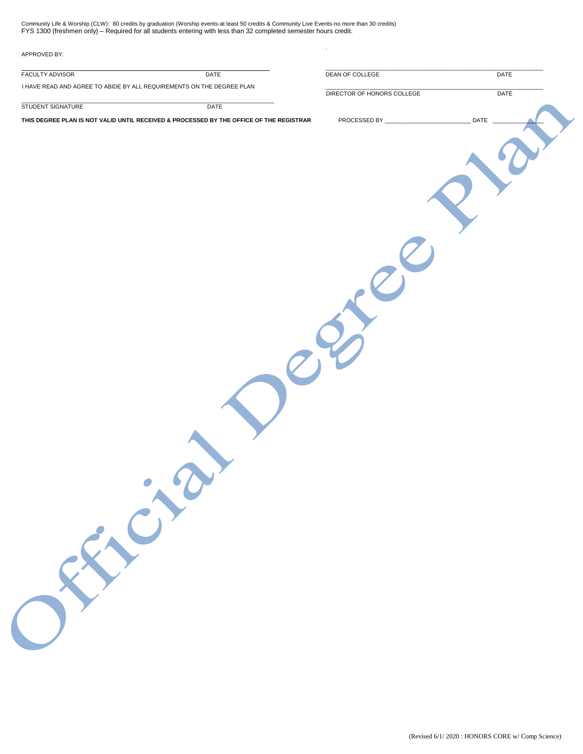Community Life & Worship (CLW): 80 credits by graduation (Worship events-at least 50 credits & Community Live Events-no more than 30 credits)
FYS 1300 (freshmen only) – Required for all students entering with less than 32 completed semester hours credit.

APPROVED BY:

| | | | |
|---|---|---|---|
| FACULTY ADVISOR | DATE | DEAN OF COLLEGE | DATE |
| I HAVE READ AND AGREE TO ABIDE BY ALL REQUIREMENTS ON THE DEGREE PLAN | | DIRECTOR OF HONORS COLLEGE | DATE |
| STUDENT SIGNATURE | DATE | | |

**THIS DEGREE PLAN IS NOT VALID UNTIL RECEIVED & PROCESSED BY THE OFFICE OF THE REGISTRAR** PROCESSED BY ______________________ DATE ____________

Official Degree Plan

(Revised 6/1/ 2020 : HONORS CORE w/ Comp Science)